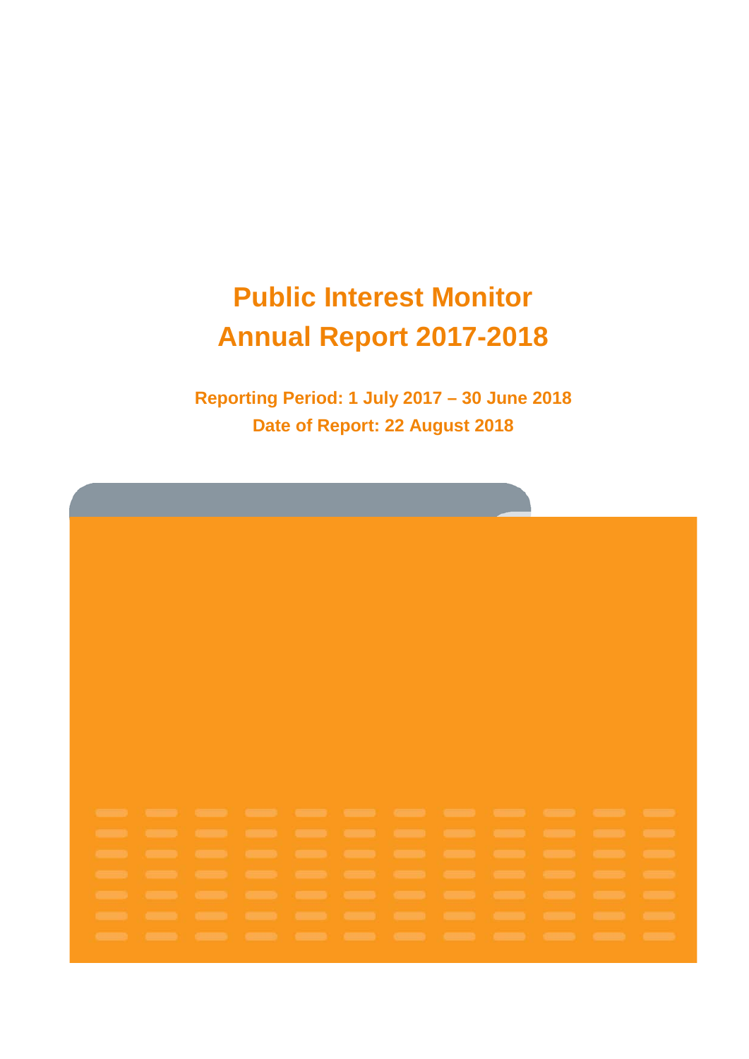# Public Interest Monitor
# Annual Report 2017-2018

**Reporting Period: 1 July 2017 – 30 June 2018**

**Date of Report: 22 August 2018**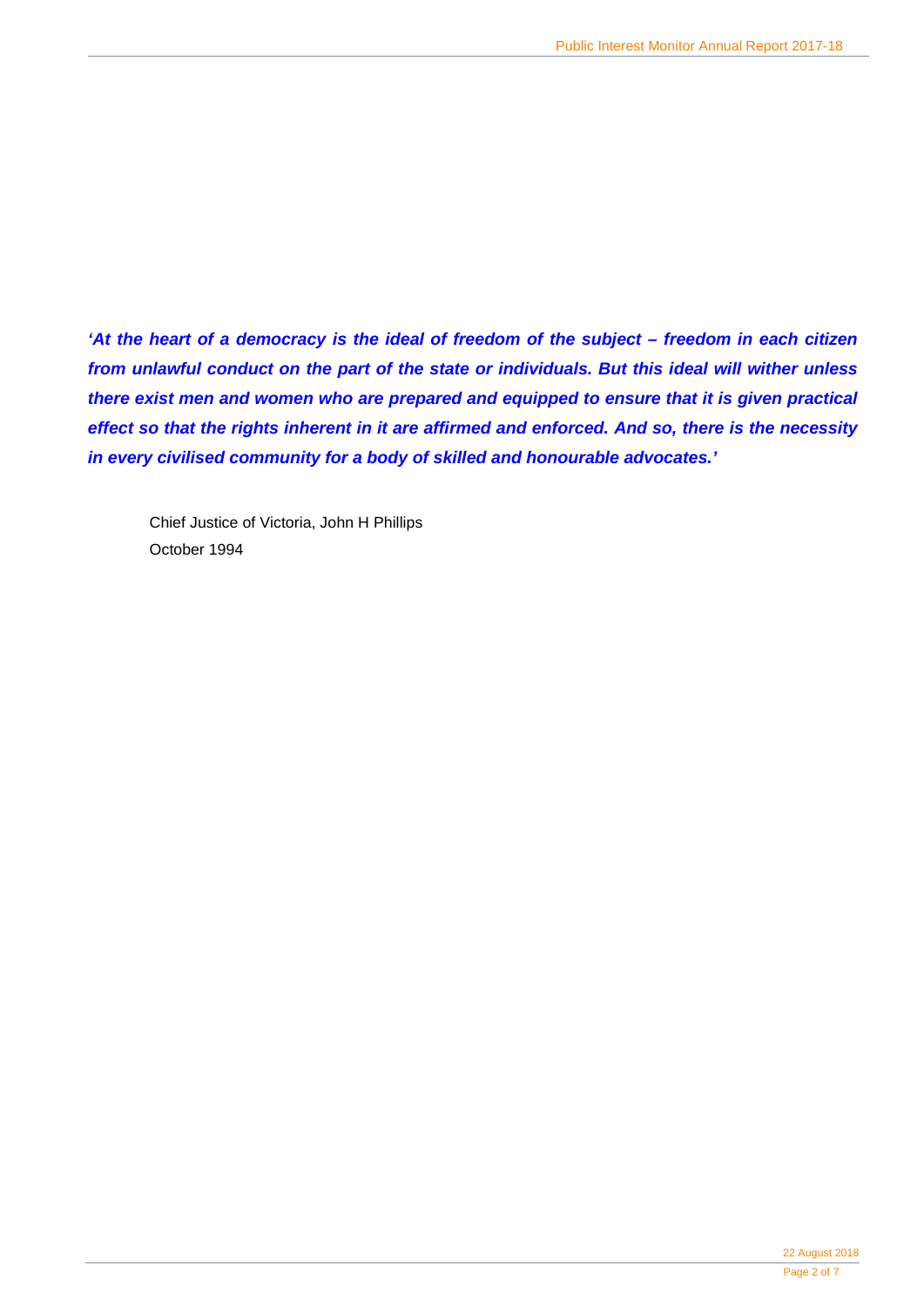***'At the heart of a democracy is the ideal of freedom of the subject – freedom in each citizen from unlawful conduct on the part of the state or individuals. But this ideal will wither unless there exist men and women who are prepared and equipped to ensure that it is given practical effect so that the rights inherent in it are affirmed and enforced. And so, there is the necessity in every civilised community for a body of skilled and honourable advocates.'***

Chief Justice of Victoria, John H Phillips
October 1994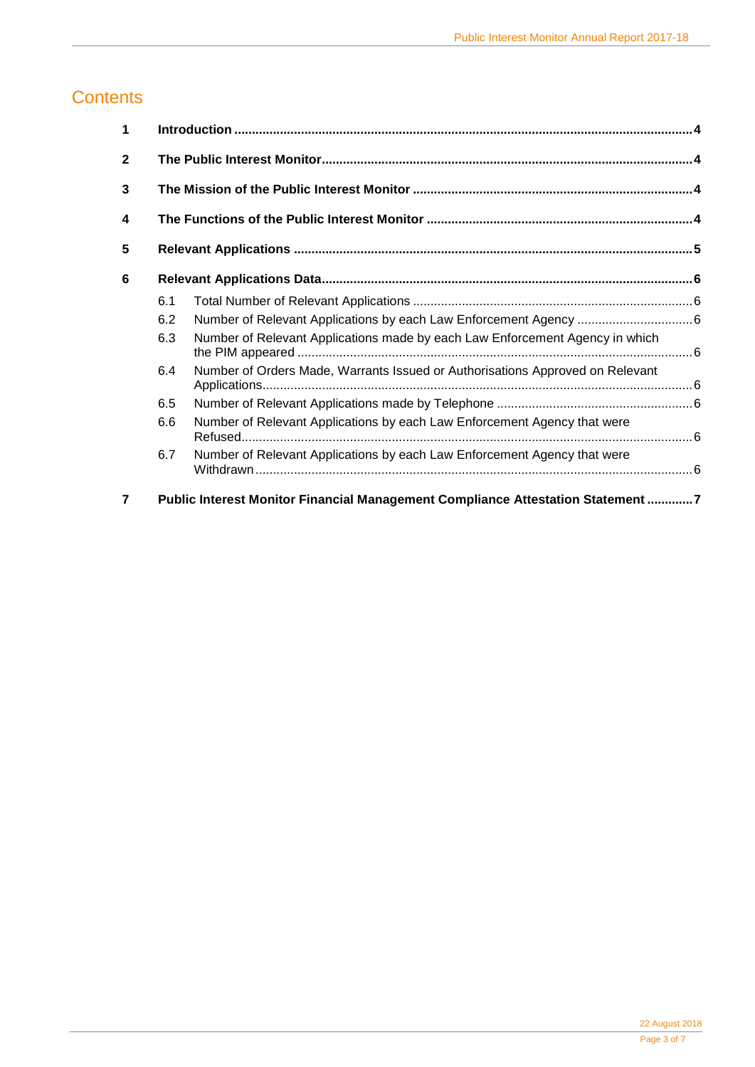# Contents

| | | |
|---|---|---|
| **1** | **Introduction** | **4** |
| **2** | **The Public Interest Monitor** | **4** |
| **3** | **The Mission of the Public Interest Monitor** | **4** |
| **4** | **The Functions of the Public Interest Monitor** | **4** |
| **5** | **Relevant Applications** | **5** |
| **6** | **Relevant Applications Data** | **6** |
| 6.1 | Total Number of Relevant Applications | 6 |
| 6.2 | Number of Relevant Applications by each Law Enforcement Agency | 6 |
| 6.3 | Number of Relevant Applications made by each Law Enforcement Agency in which the PIM appeared | 6 |
| 6.4 | Number of Orders Made, Warrants Issued or Authorisations Approved on Relevant Applications | 6 |
| 6.5 | Number of Relevant Applications made by Telephone | 6 |
| 6.6 | Number of Relevant Applications by each Law Enforcement Agency that were Refused | 6 |
| 6.7 | Number of Relevant Applications by each Law Enforcement Agency that were Withdrawn | 6 |
| **7** | **Public Interest Monitor Financial Management Compliance Attestation Statement** | **7** |

22 August 2018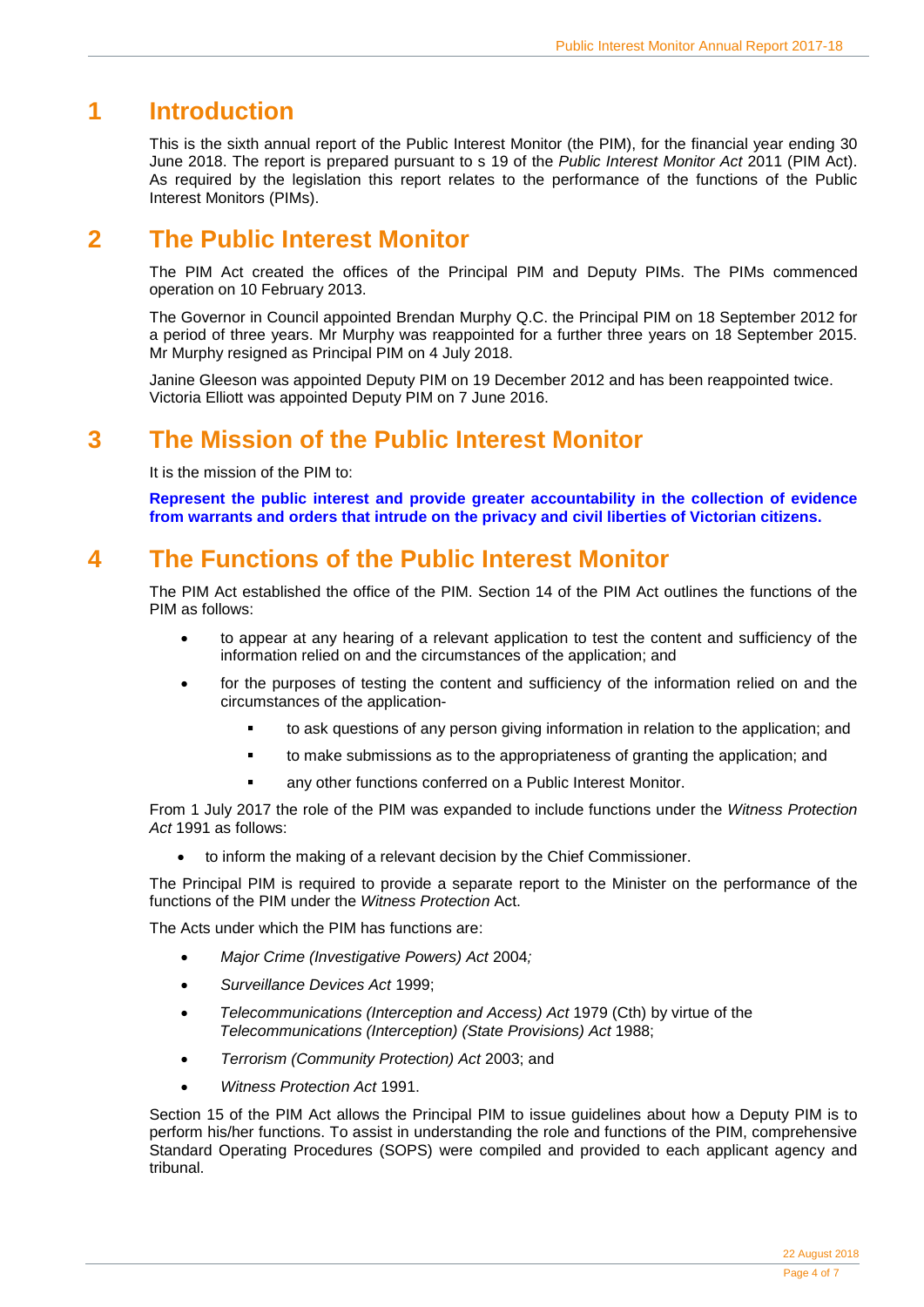# 1 Introduction

This is the sixth annual report of the Public Interest Monitor (the PIM), for the financial year ending 30 June 2018. The report is prepared pursuant to s 19 of the *Public Interest Monitor Act* 2011 (PIM Act). As required by the legislation this report relates to the performance of the functions of the Public Interest Monitors (PIMs).

# 2 The Public Interest Monitor

The PIM Act created the offices of the Principal PIM and Deputy PIMs. The PIMs commenced operation on 10 February 2013.

The Governor in Council appointed Brendan Murphy Q.C. the Principal PIM on 18 September 2012 for a period of three years. Mr Murphy was reappointed for a further three years on 18 September 2015. Mr Murphy resigned as Principal PIM on 4 July 2018.

Janine Gleeson was appointed Deputy PIM on 19 December 2012 and has been reappointed twice. Victoria Elliott was appointed Deputy PIM on 7 June 2016.

# 3 The Mission of the Public Interest Monitor

It is the mission of the PIM to:

**Represent the public interest and provide greater accountability in the collection of evidence from warrants and orders that intrude on the privacy and civil liberties of Victorian citizens.**

# 4 The Functions of the Public Interest Monitor

The PIM Act established the office of the PIM. Section 14 of the PIM Act outlines the functions of the PIM as follows:

- to appear at any hearing of a relevant application to test the content and sufficiency of the information relied on and the circumstances of the application; and
- for the purposes of testing the content and sufficiency of the information relied on and the circumstances of the application-
  - to ask questions of any person giving information in relation to the application; and
  - to make submissions as to the appropriateness of granting the application; and
  - any other functions conferred on a Public Interest Monitor.

From 1 July 2017 the role of the PIM was expanded to include functions under the *Witness Protection Act* 1991 as follows:

- to inform the making of a relevant decision by the Chief Commissioner.

The Principal PIM is required to provide a separate report to the Minister on the performance of the functions of the PIM under the *Witness Protection* Act.

The Acts under which the PIM has functions are:

- *Major Crime (Investigative Powers) Act* 2004*;*
- *Surveillance Devices Act* 1999;
- *Telecommunications (Interception and Access) Act* 1979 (Cth) by virtue of the *Telecommunications (Interception) (State Provisions) Act* 1988;
- *Terrorism (Community Protection) Act* 2003; and
- *Witness Protection Act* 1991.

Section 15 of the PIM Act allows the Principal PIM to issue guidelines about how a Deputy PIM is to perform his/her functions. To assist in understanding the role and functions of the PIM, comprehensive Standard Operating Procedures (SOPS) were compiled and provided to each applicant agency and tribunal.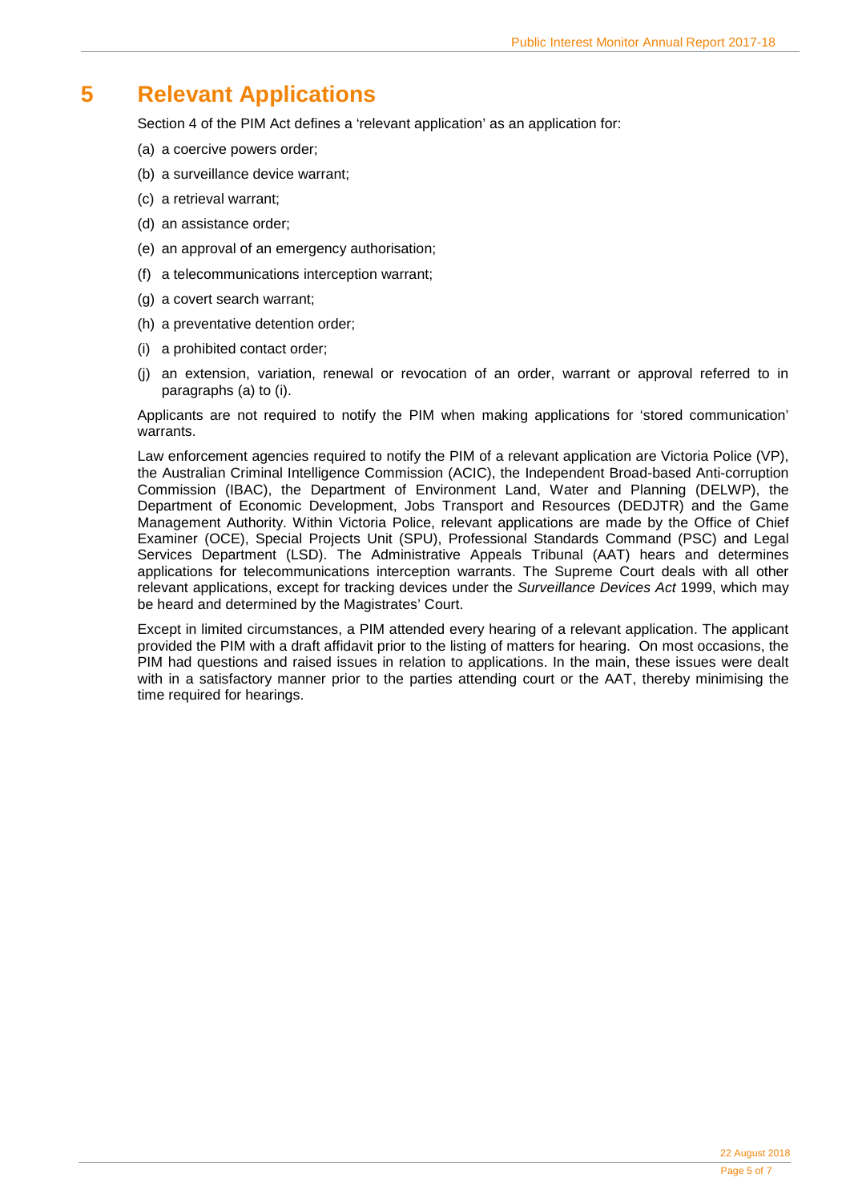# 5 Relevant Applications

Section 4 of the PIM Act defines a 'relevant application' as an application for:

(a) a coercive powers order;

(b) a surveillance device warrant;

(c) a retrieval warrant;

(d) an assistance order;

(e) an approval of an emergency authorisation;

(f) a telecommunications interception warrant;

(g) a covert search warrant;

(h) a preventative detention order;

(i) a prohibited contact order;

(j) an extension, variation, renewal or revocation of an order, warrant or approval referred to in paragraphs (a) to (i).

Applicants are not required to notify the PIM when making applications for 'stored communication' warrants.

Law enforcement agencies required to notify the PIM of a relevant application are Victoria Police (VP), the Australian Criminal Intelligence Commission (ACIC), the Independent Broad-based Anti-corruption Commission (IBAC), the Department of Environment Land, Water and Planning (DELWP), the Department of Economic Development, Jobs Transport and Resources (DEDJTR) and the Game Management Authority. Within Victoria Police, relevant applications are made by the Office of Chief Examiner (OCE), Special Projects Unit (SPU), Professional Standards Command (PSC) and Legal Services Department (LSD). The Administrative Appeals Tribunal (AAT) hears and determines applications for telecommunications interception warrants. The Supreme Court deals with all other relevant applications, except for tracking devices under the *Surveillance Devices Act* 1999, which may be heard and determined by the Magistrates' Court.

Except in limited circumstances, a PIM attended every hearing of a relevant application. The applicant provided the PIM with a draft affidavit prior to the listing of matters for hearing. On most occasions, the PIM had questions and raised issues in relation to applications. In the main, these issues were dealt with in a satisfactory manner prior to the parties attending court or the AAT, thereby minimising the time required for hearings.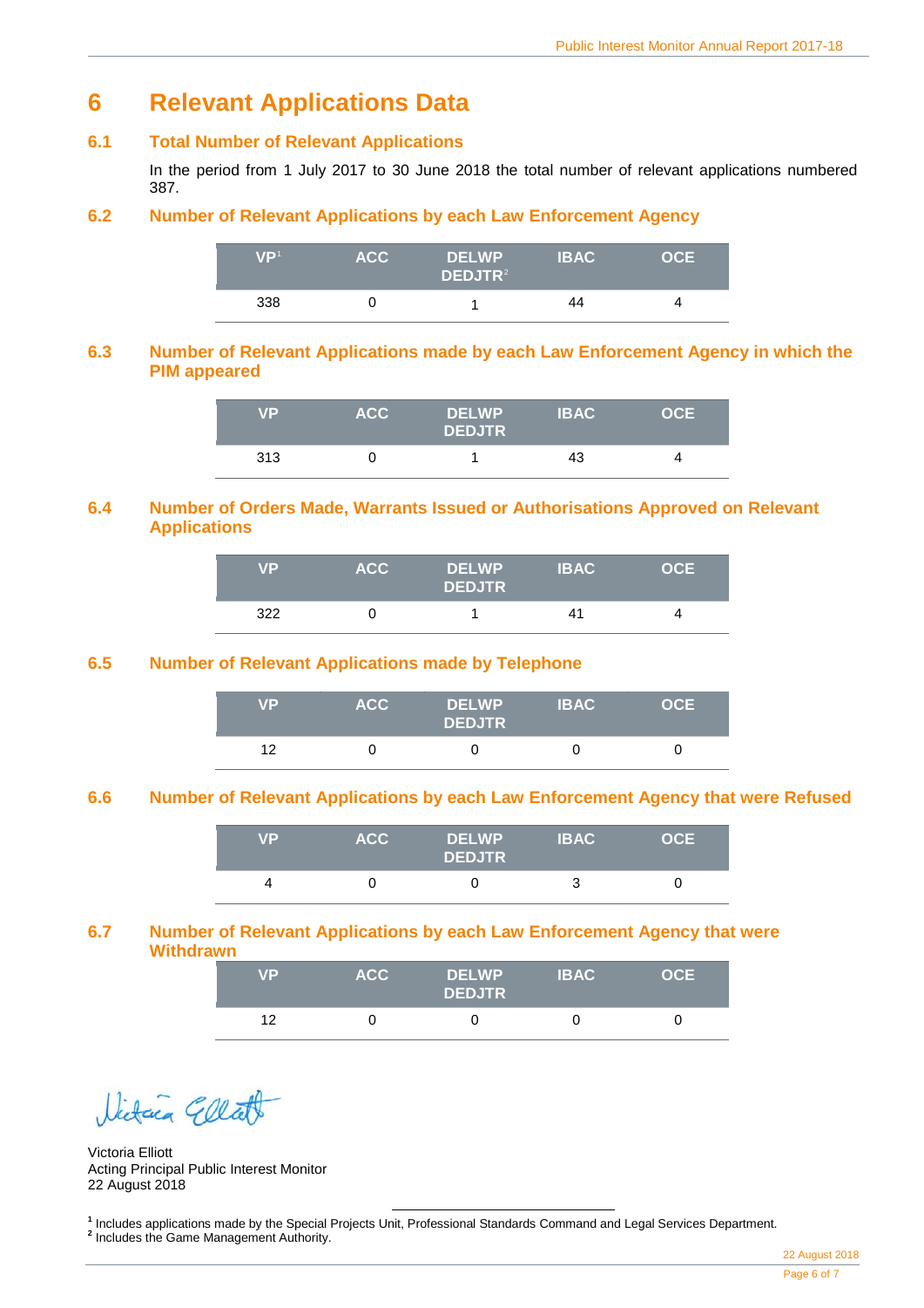# 6 Relevant Applications Data

## 6.1 Total Number of Relevant Applications

In the period from 1 July 2017 to 30 June 2018 the total number of relevant applications numbered 387.

## 6.2 Number of Relevant Applications by each Law Enforcement Agency

| VP[1] | ACC | DELWP DEDJTR[2] | IBAC | OCE |
|---|---|---|---|---|
| 338 | 0 | 1 | 44 | 4 |

## 6.3 Number of Relevant Applications made by each Law Enforcement Agency in which the PIM appeared

| VP | ACC | DELWP DEDJTR | IBAC | OCE |
|---|---|---|---|---|
| 313 | 0 | 1 | 43 | 4 |

## 6.4 Number of Orders Made, Warrants Issued or Authorisations Approved on Relevant Applications

| VP | ACC | DELWP DEDJTR | IBAC | OCE |
|---|---|---|---|---|
| 322 | 0 | 1 | 41 | 4 |

## 6.5 Number of Relevant Applications made by Telephone

| VP | ACC | DELWP DEDJTR | IBAC | OCE |
|---|---|---|---|---|
| 12 | 0 | 0 | 0 | 0 |

## 6.6 Number of Relevant Applications by each Law Enforcement Agency that were Refused

| VP | ACC | DELWP DEDJTR | IBAC | OCE |
|---|---|---|---|---|
| 4 | 0 | 0 | 3 | 0 |

## 6.7 Number of Relevant Applications by each Law Enforcement Agency that were Withdrawn

| VP | ACC | DELWP DEDJTR | IBAC | OCE |
|---|---|---|---|---|
| 12 | 0 | 0 | 0 | 0 |

Victoria Elliott
Acting Principal Public Interest Monitor
22 August 2018

[1] Includes applications made by the Special Projects Unit, Professional Standards Command and Legal Services Department.
[2] Includes the Game Management Authority.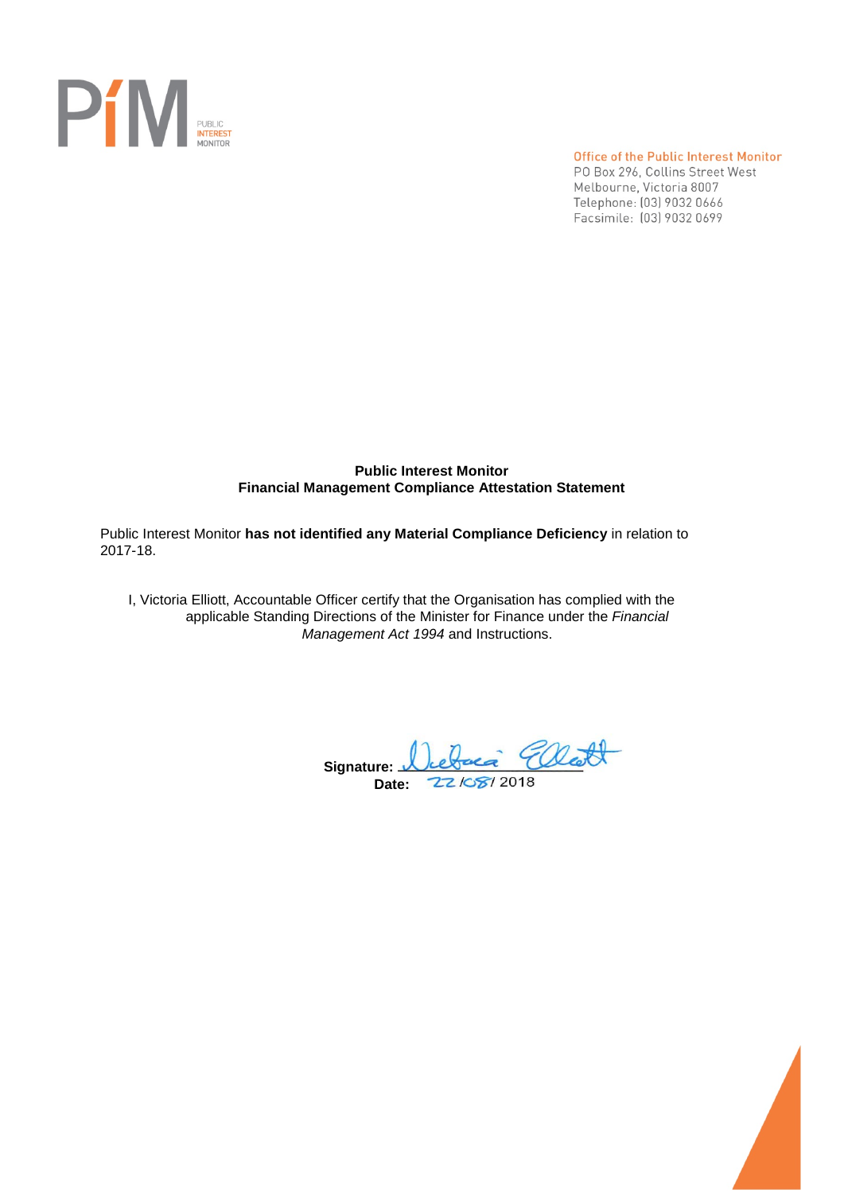PIM PUBLIC INTEREST MONITOR

Office of the Public Interest Monitor
PO Box 296, Collins Street West
Melbourne, Victoria 8007
Telephone: (03) 9032 0666
Facsimile: (03) 9032 0699

**Public Interest Monitor**
**Financial Management Compliance Attestation Statement**

Public Interest Monitor **has not identified any Material Compliance Deficiency** in relation to 2017-18.

I, Victoria Elliott, Accountable Officer certify that the Organisation has complied with the applicable Standing Directions of the Minister for Finance under the *Financial Management Act 1994* and Instructions.

**Signature:** Victoria Elliott

**Date:** 22/08/2018